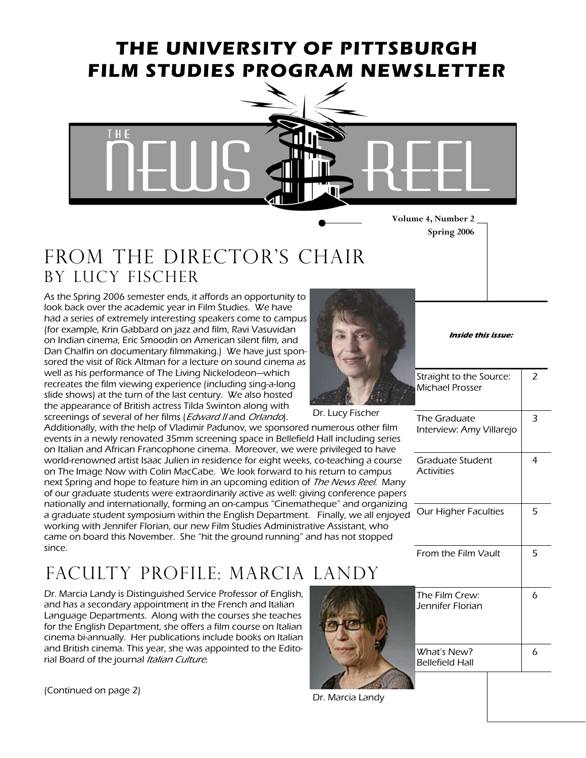# THE UNIVERSITY OF PITTSBURGH FILM STUDIES PROGRAM NEWSLETTER

THE NEWS REEL

**Volume 4, Number 2**
**Spring 2006**

## FROM THE DIRECTOR'S CHAIR
### BY LUCY FISCHER

As the Spring 2006 semester ends, it affords an opportunity to look back over the academic year in Film Studies. We have had a series of extremely interesting speakers come to campus (for example, Krin Gabbard on jazz and film, Ravi Vasuvidan on Indian cinema, Eric Smoodin on American silent film, and Dan Chalfin on documentary filmmaking.) We have just sponsored the visit of Rick Altman for a lecture on sound cinema as well as his performance of The Living Nickelodeon—which recreates the film viewing experience (including sing-a-long slide shows) at the turn of the last century. We also hosted the appearance of British actress Tilda Swinton along with screenings of several of her films (*Edward II* and *Orlando*). Additionally, with the help of Vladimir Padunov, we sponsored numerous other film events in a newly renovated 35mm screening space in Bellefield Hall including series on Italian and African Francophone cinema. Moreover, we were privileged to have world-renowned artist Isaac Julien in residence for eight weeks, co-teaching a course on The Image Now with Colin MacCabe. We look forward to his return to campus next Spring and hope to feature him in an upcoming edition of *The News Reel*. Many of our graduate students were extraordinarily active as well: giving conference papers nationally and internationally, forming an on-campus "Cinematheque" and organizing a graduate student symposium within the English Department. Finally, we all enjoyed working with Jennifer Florian, our new Film Studies Administrative Assistant, who came on board this November. She "hit the ground running" and has not stopped since.

Dr. Lucy Fischer

**Inside this issue:**

| | |
|---|---|
| Straight to the Source: Michael Prosser | 2 |
| The Graduate Interview: Amy Villarejo | 3 |
| Graduate Student Activities | 4 |
| Our Higher Faculties | 5 |
| From the Film Vault | 5 |
| The Film Crew: Jennifer Florian | 6 |
| What's New? Bellefield Hall | 6 |

## FACULTY PROFILE: MARCIA LANDY

Dr. Marcia Landy is Distinguished Service Professor of English, and has a secondary appointment in the French and Italian Language Departments. Along with the courses she teaches for the English Department, she offers a film course on Italian cinema bi-annually. Her publications include books on Italian and British cinema. This year, she was appointed to the Editorial Board of the journal *Italian Culture*.

Dr. Marcia Landy

(Continued on page 2)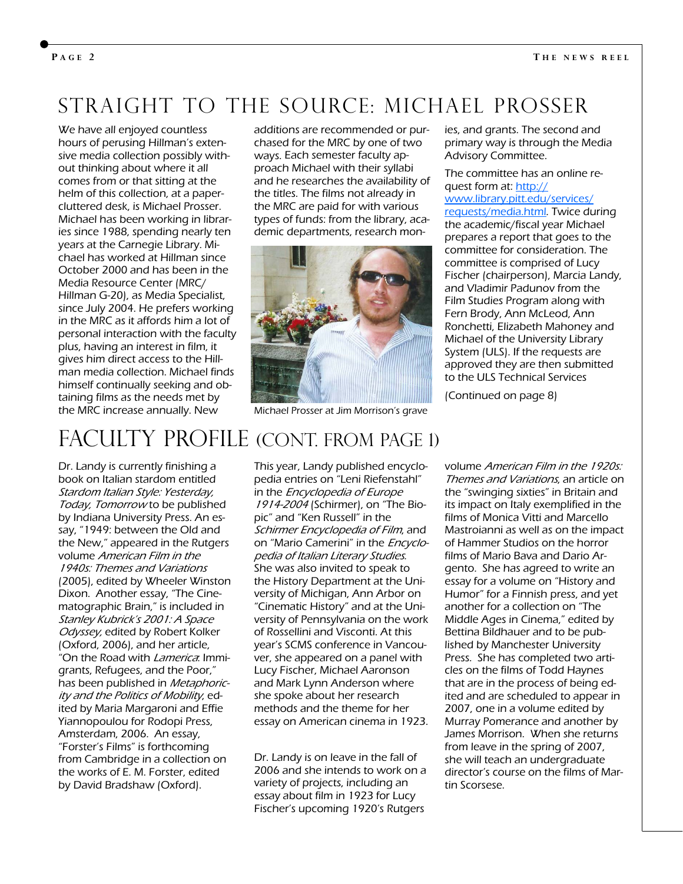# STRAIGHT TO THE SOURCE: MICHAEL PROSSER

We have all enjoyed countless hours of perusing Hillman's extensive media collection possibly without thinking about where it all comes from or that sitting at the helm of this collection, at a paper-cluttered desk, is Michael Prosser. Michael has been working in libraries since 1988, spending nearly ten years at the Carnegie Library. Michael has worked at Hillman since October 2000 and has been in the Media Resource Center (MRC/ Hillman G-20), as Media Specialist, since July 2004. He prefers working in the MRC as it affords him a lot of personal interaction with the faculty plus, having an interest in film, it gives him direct access to the Hillman media collection. Michael finds himself continually seeking and obtaining films as the needs met by the MRC increase annually. New additions are recommended or purchased for the MRC by one of two ways. Each semester faculty approach Michael with their syllabi and he researches the availability of the titles. The films not already in the MRC are paid for with various types of funds: from the library, academic departments, research monies, and grants. The second and primary way is through the Media Advisory Committee.

Michael Prosser at Jim Morrison's grave

The committee has an online request form at: http://www.library.pitt.edu/services/requests/media.html. Twice during the academic/fiscal year Michael prepares a report that goes to the committee for consideration. The committee is comprised of Lucy Fischer (chairperson), Marcia Landy, and Vladimir Padunov from the Film Studies Program along with Fern Brody, Ann McLeod, Ann Ronchetti, Elizabeth Mahoney and Michael of the University Library System (ULS). If the requests are approved they are then submitted to the ULS Technical Services

(Continued on page 8)

# FACULTY PROFILE (CONT. FROM PAGE 1)

Dr. Landy is currently finishing a book on Italian stardom entitled *Stardom Italian Style: Yesterday, Today, Tomorrow* to be published by Indiana University Press. An essay, "1949: between the Old and the New," appeared in the Rutgers volume *American Film in the 1940s: Themes and Variations* (2005), edited by Wheeler Winston Dixon. Another essay, "The Cinematographic Brain," is included in *Stanley Kubrick's 2001: A Space Odyssey*, edited by Robert Kolker (Oxford, 2006), and her article, "On the Road with *Lamerica*: Immigrants, Refugees, and the Poor," has been published in *Metaphoricity and the Politics of Mobility*, edited by Maria Margaroni and Effie Yiannopoulou for Rodopi Press, Amsterdam, 2006. An essay, "Forster's Films" is forthcoming from Cambridge in a collection on the works of E. M. Forster, edited by David Bradshaw (Oxford).

This year, Landy published encyclopedia entries on "Leni Riefenstahl" in the *Encyclopedia of Europe 1914-2004* (Schirmer), on "The Biopic" and "Ken Russell" in the *Schirmer Encyclopedia of Film*, and on "Mario Camerini" in the *Encyclopedia of Italian Literary Studies*. She was also invited to speak to the History Department at the University of Michigan, Ann Arbor on "Cinematic History" and at the University of Pennsylvania on the work of Rossellini and Visconti. At this year's SCMS conference in Vancouver, she appeared on a panel with Lucy Fischer, Michael Aaronson and Mark Lynn Anderson where she spoke about her research methods and the theme for her essay on American cinema in 1923.

Dr. Landy is on leave in the fall of 2006 and she intends to work on a variety of projects, including an essay about film in 1923 for Lucy Fischer's upcoming 1920's Rutgers volume *American Film in the 1920s: Themes and Variations*, an article on the "swinging sixties" in Britain and its impact on Italy exemplified in the films of Monica Vitti and Marcello Mastroianni as well as on the impact of Hammer Studios on the horror films of Mario Bava and Dario Argento. She has agreed to write an essay for a volume on "History and Humor" for a Finnish press, and yet another for a collection on "The Middle Ages in Cinema," edited by Bettina Bildhauer and to be published by Manchester University Press. She has completed two articles on the films of Todd Haynes that are in the process of being edited and are scheduled to appear in 2007, one in a volume edited by Murray Pomerance and another by James Morrison. When she returns from leave in the spring of 2007, she will teach an undergraduate director's course on the films of Martin Scorsese.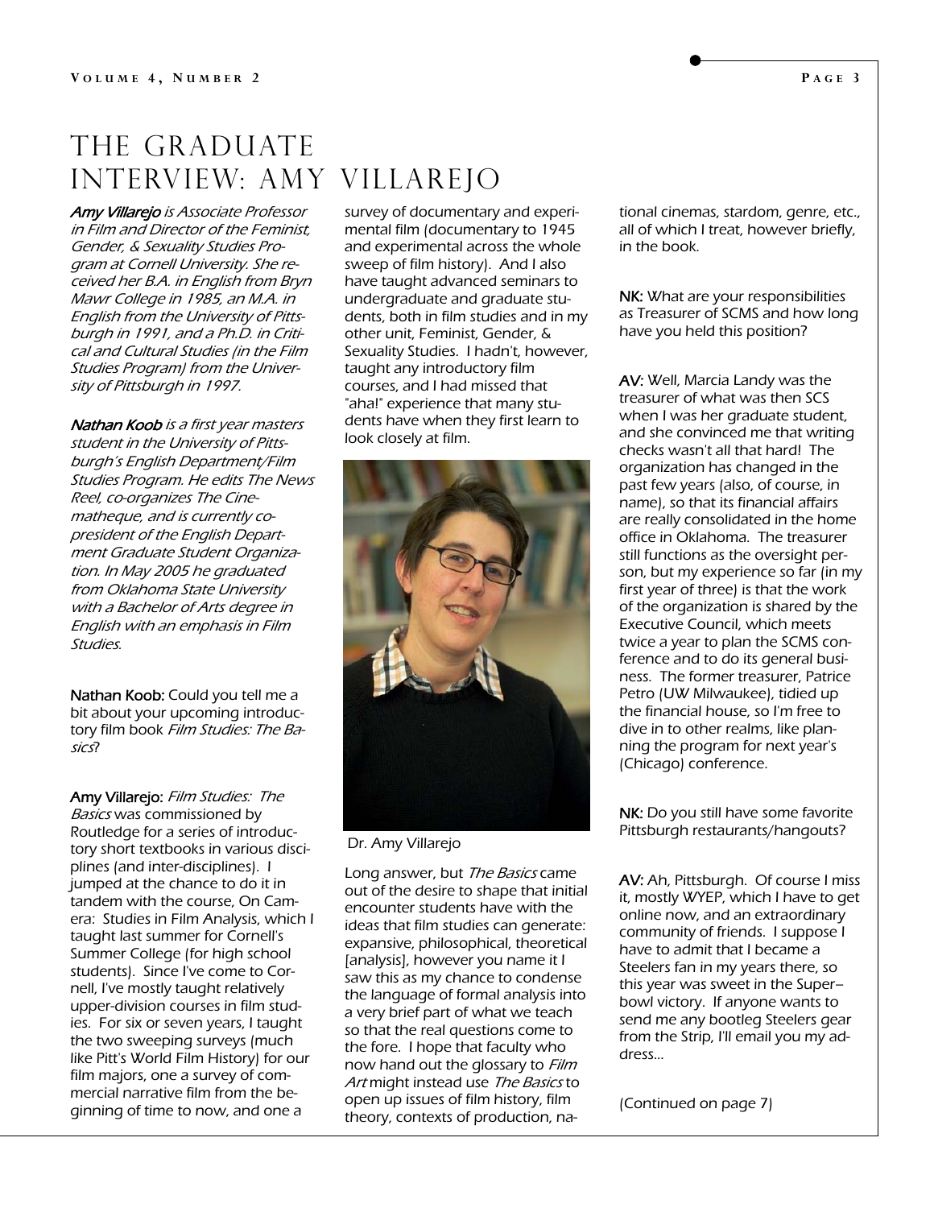# The Graduate Interview: Amy Villarejo

***Amy Villarejo*** *is Associate Professor in Film and Director of the Feminist, Gender, & Sexuality Studies Program at Cornell University. She received her B.A. in English from Bryn Mawr College in 1985, an M.A. in English from the University of Pittsburgh in 1991, and a Ph.D. in Critical and Cultural Studies (in the Film Studies Program) from the University of Pittsburgh in 1997.*

***Nathan Koob*** *is a first year masters student in the University of Pittsburgh's English Department/Film Studies Program. He edits The News Reel, co-organizes The Cinematheque, and is currently co-president of the English Department Graduate Student Organization. In May 2005 he graduated from Oklahoma State University with a Bachelor of Arts degree in English with an emphasis in Film Studies.*

**Nathan Koob:** Could you tell me a bit about your upcoming introductory film book *Film Studies: The Basics*?

**Amy Villarejo:** *Film Studies: The Basics* was commissioned by Routledge for a series of introductory short textbooks in various disciplines (and inter-disciplines). I jumped at the chance to do it in tandem with the course, On Camera: Studies in Film Analysis, which I taught last summer for Cornell's Summer College (for high school students). Since I've come to Cornell, I've mostly taught relatively upper-division courses in film studies. For six or seven years, I taught the two sweeping surveys (much like Pitt's World Film History) for our film majors, one a survey of commercial narrative film from the beginning of time to now, and one a survey of documentary and experimental film (documentary to 1945 and experimental across the whole sweep of film history). And I also have taught advanced seminars to undergraduate and graduate students, both in film studies and in my other unit, Feminist, Gender, & Sexuality Studies. I hadn't, however, taught any introductory film courses, and I had missed that "aha!" experience that many students have when they first learn to look closely at film.

Dr. Amy Villarejo

Long answer, but *The Basics* came out of the desire to shape that initial encounter students have with the ideas that film studies can generate: expansive, philosophical, theoretical [analysis], however you name it I saw this as my chance to condense the language of formal analysis into a very brief part of what we teach so that the real questions come to the fore. I hope that faculty who now hand out the glossary to *Film Art* might instead use *The Basics* to open up issues of film history, film theory, contexts of production, national cinemas, stardom, genre, etc., all of which I treat, however briefly, in the book.

**NK:** What are your responsibilities as Treasurer of SCMS and how long have you held this position?

**AV:** Well, Marcia Landy was the treasurer of what was then SCS when I was her graduate student, and she convinced me that writing checks wasn't all that hard! The organization has changed in the past few years (also, of course, in name), so that its financial affairs are really consolidated in the home office in Oklahoma. The treasurer still functions as the oversight person, but my experience so far (in my first year of three) is that the work of the organization is shared by the Executive Council, which meets twice a year to plan the SCMS conference and to do its general business. The former treasurer, Patrice Petro (UW Milwaukee), tidied up the financial house, so I'm free to dive in to other realms, like planning the program for next year's (Chicago) conference.

**NK:** Do you still have some favorite Pittsburgh restaurants/hangouts?

**AV:** Ah, Pittsburgh. Of course I miss it, mostly WYEP, which I have to get online now, and an extraordinary community of friends. I suppose I have to admit that I became a Steelers fan in my years there, so this year was sweet in the Super–bowl victory. If anyone wants to send me any bootleg Steelers gear from the Strip, I'll email you my address...

(Continued on page 7)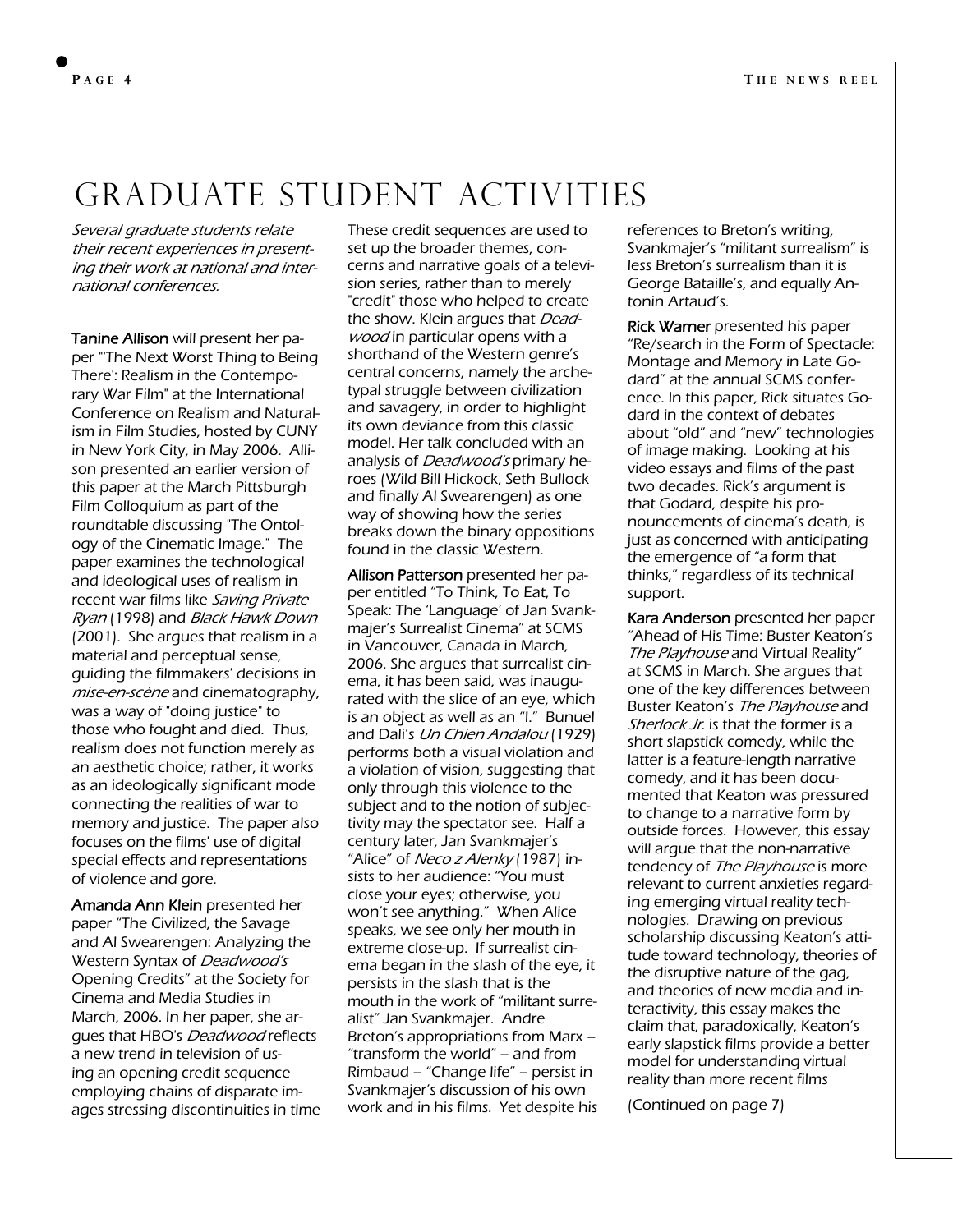# GRADUATE STUDENT ACTIVITIES

*Several graduate students relate their recent experiences in presenting their work at national and international conferences.*

**Tanine Allison** will present her paper "'The Next Worst Thing to Being There': Realism in the Contemporary War Film" at the International Conference on Realism and Naturalism in Film Studies, hosted by CUNY in New York City, in May 2006. Allison presented an earlier version of this paper at the March Pittsburgh Film Colloquium as part of the roundtable discussing "The Ontology of the Cinematic Image." The paper examines the technological and ideological uses of realism in recent war films like *Saving Private Ryan* (1998) and *Black Hawk Down* (2001). She argues that realism in a material and perceptual sense, guiding the filmmakers' decisions in *mise-en-scène* and cinematography, was a way of "doing justice" to those who fought and died. Thus, realism does not function merely as an aesthetic choice; rather, it works as an ideologically significant mode connecting the realities of war to memory and justice. The paper also focuses on the films' use of digital special effects and representations of violence and gore.

**Amanda Ann Klein** presented her paper "The Civilized, the Savage and Al Swearengen: Analyzing the Western Syntax of *Deadwood's* Opening Credits" at the Society for Cinema and Media Studies in March, 2006. In her paper, she argues that HBO's *Deadwood* reflects a new trend in television of using an opening credit sequence employing chains of disparate images stressing discontinuities in time These credit sequences are used to set up the broader themes, concerns and narrative goals of a television series, rather than to merely "credit" those who helped to create the show. Klein argues that *Deadwood* in particular opens with a shorthand of the Western genre's central concerns, namely the archetypal struggle between civilization and savagery, in order to highlight its own deviance from this classic model. Her talk concluded with an analysis of *Deadwood's* primary heroes (Wild Bill Hickock, Seth Bullock and finally Al Swearengen) as one way of showing how the series breaks down the binary oppositions found in the classic Western.

**Allison Patterson** presented her paper entitled "To Think, To Eat, To Speak: The 'Language' of Jan Svankmajer's Surrealist Cinema" at SCMS in Vancouver, Canada in March, 2006. She argues that surrealist cinema, it has been said, was inaugurated with the slice of an eye, which is an object as well as an "I." Bunuel and Dali's *Un Chien Andalou* (1929) performs both a visual violation and a violation of vision, suggesting that only through this violence to the subject and to the notion of subjectivity may the spectator see. Half a century later, Jan Svankmajer's "Alice" of *Neco z Alenky* (1987) insists to her audience: "You must close your eyes; otherwise, you won't see anything." When Alice speaks, we see only her mouth in extreme close-up. If surrealist cinema began in the slash of the eye, it persists in the slash that is the mouth in the work of "militant surrealist" Jan Svankmajer. Andre Breton's appropriations from Marx – "transform the world" – and from Rimbaud – "Change life" – persist in Svankmajer's discussion of his own work and in his films. Yet despite his references to Breton's writing, Svankmajer's "militant surrealism" is less Breton's surrealism than it is George Bataille's, and equally Antonin Artaud's.

**Rick Warner** presented his paper "Re/search in the Form of Spectacle: Montage and Memory in Late Godard" at the annual SCMS conference. In this paper, Rick situates Godard in the context of debates about "old" and "new" technologies of image making. Looking at his video essays and films of the past two decades. Rick's argument is that Godard, despite his pronouncements of cinema's death, is just as concerned with anticipating the emergence of "a form that thinks," regardless of its technical support.

**Kara Anderson** presented her paper "Ahead of His Time: Buster Keaton's *The Playhouse* and Virtual Reality" at SCMS in March. She argues that one of the key differences between Buster Keaton's *The Playhouse* and *Sherlock Jr.* is that the former is a short slapstick comedy, while the latter is a feature-length narrative comedy, and it has been documented that Keaton was pressured to change to a narrative form by outside forces. However, this essay will argue that the non-narrative tendency of *The Playhouse* is more relevant to current anxieties regarding emerging virtual reality technologies. Drawing on previous scholarship discussing Keaton's attitude toward technology, theories of the disruptive nature of the gag, and theories of new media and interactivity, this essay makes the claim that, paradoxically, Keaton's early slapstick films provide a better model for understanding virtual reality than more recent films

(Continued on page 7)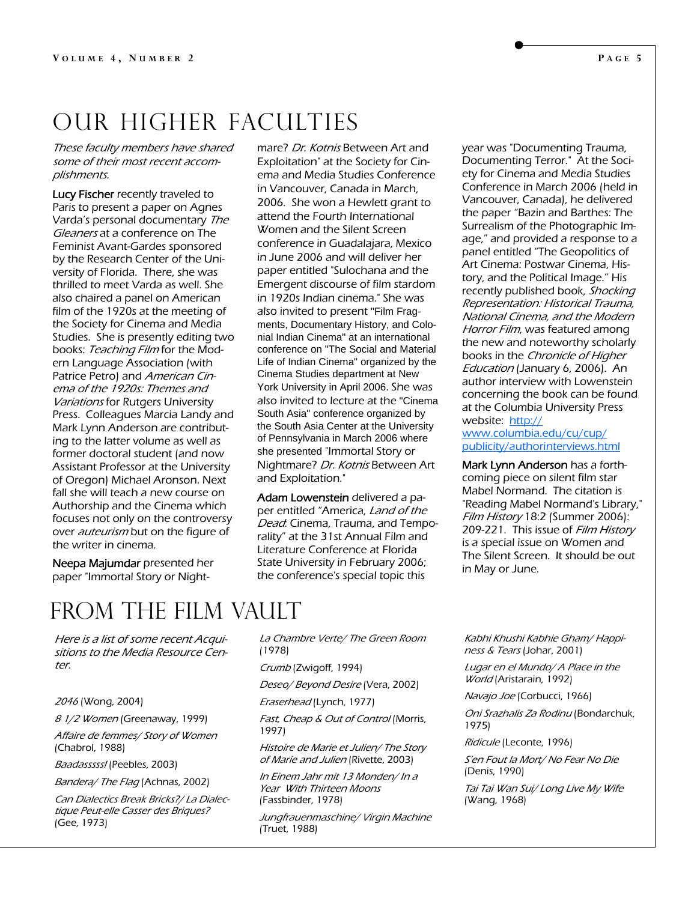# Our Higher Faculties

*These faculty members have shared some of their most recent accomplishments.*

**Lucy Fischer** recently traveled to Paris to present a paper on Agnes Varda's personal documentary *The Gleaners* at a conference on The Feminist Avant-Gardes sponsored by the Research Center of the University of Florida. There, she was thrilled to meet Varda as well. She also chaired a panel on American film of the 1920s at the meeting of the Society for Cinema and Media Studies. She is presently editing two books: *Teaching Film* for the Modern Language Association (with Patrice Petro) and *American Cinema of the 1920s: Themes and Variations* for Rutgers University Press. Colleagues Marcia Landy and Mark Lynn Anderson are contributing to the latter volume as well as former doctoral student (and now Assistant Professor at the University of Oregon) Michael Aronson. Next fall she will teach a new course on Authorship and the Cinema which focuses not only on the controversy over *auteurism* but on the figure of the writer in cinema.

**Neepa Majumdar** presented her paper "Immortal Story or Nightmare? *Dr. Kotnis* Between Art and Exploitation" at the Society for Cinema and Media Studies Conference in Vancouver, Canada in March, 2006. She won a Hewlett grant to attend the Fourth International Women and the Silent Screen conference in Guadalajara, Mexico in June 2006 and will deliver her paper entitled "Sulochana and the Emergent discourse of film stardom in 1920s Indian cinema." She was also invited to present "Film Fragments, Documentary History, and Colonial Indian Cinema" at an international conference on "The Social and Material Life of Indian Cinema" organized by the Cinema Studies department at New York University in April 2006. She was also invited to lecture at the "Cinema South Asia" conference organized by the South Asia Center at the University of Pennsylvania in March 2006 where she presented "Immortal Story or Nightmare? *Dr. Kotnis* Between Art and Exploitation."

**Adam Lowenstein** delivered a paper entitled "America, *Land of the Dead*: Cinema, Trauma, and Temporality" at the 31st Annual Film and Literature Conference at Florida State University in February 2006; the conference's special topic this year was "Documenting Trauma, Documenting Terror." At the Society for Cinema and Media Studies Conference in March 2006 (held in Vancouver, Canada), he delivered the paper "Bazin and Barthes: The Surrealism of the Photographic Image," and provided a response to a panel entitled "The Geopolitics of Art Cinema: Postwar Cinema, History, and the Political Image." His recently published book, *Shocking Representation: Historical Trauma, National Cinema, and the Modern Horror Film*, was featured among the new and noteworthy scholarly books in the *Chronicle of Higher Education* (January 6, 2006). An author interview with Lowenstein concerning the book can be found at the Columbia University Press website: [http://www.columbia.edu/cu/cup/publicity/authorinterviews.html](http://www.columbia.edu/cu/cup/publicity/authorinterviews.html)

**Mark Lynn Anderson** has a forthcoming piece on silent film star Mabel Normand. The citation is "Reading Mabel Normand's Library," *Film History* 18:2 (Summer 2006): 209-221. This issue of *Film History* is a special issue on Women and The Silent Screen. It should be out in May or June.

# From the Film Vault

*Here is a list of some recent Acquisitions to the Media Resource Center.*

*2046* (Wong, 2004)

*8 1/2 Women* (Greenaway, 1999)

*Affaire de femmes/ Story of Women* (Chabrol, 1988)

*Baadasssss!* (Peebles, 2003)

*Bandera/ The Flag* (Achnas, 2002)

*Can Dialectics Break Bricks?/ La Dialectique Peut-elle Casser des Briques?* (Gee, 1973)

*La Chambre Verte/ The Green Room* (1978)

*Crumb* (Zwigoff, 1994)

*Deseo/ Beyond Desire* (Vera, 2002)

*Eraserhead* (Lynch, 1977)

*Fast, Cheap & Out of Control* (Morris, 1997)

*Histoire de Marie et Julien/ The Story of Marie and Julien* (Rivette, 2003)

*In Einem Jahr mit 13 Monden/ In a Year With Thirteen Moons* (Fassbinder, 1978)

*Jungfrauenmaschine/ Virgin Machine* (Truet, 1988)

*Kabhi Khushi Kabhie Gham/ Happiness & Tears* (Johar, 2001)

*Lugar en el Mundo/ A Place in the World* (Aristarain, 1992)

*Navajo Joe* (Corbucci, 1966)

*Oni Srazhalis Za Rodinu* (Bondarchuk, 1975)

*Ridicule* (Leconte, 1996)

*S'en Fout la Mort/ No Fear No Die* (Denis, 1990)

*Tai Tai Wan Sui/ Long Live My Wife* (Wang, 1968)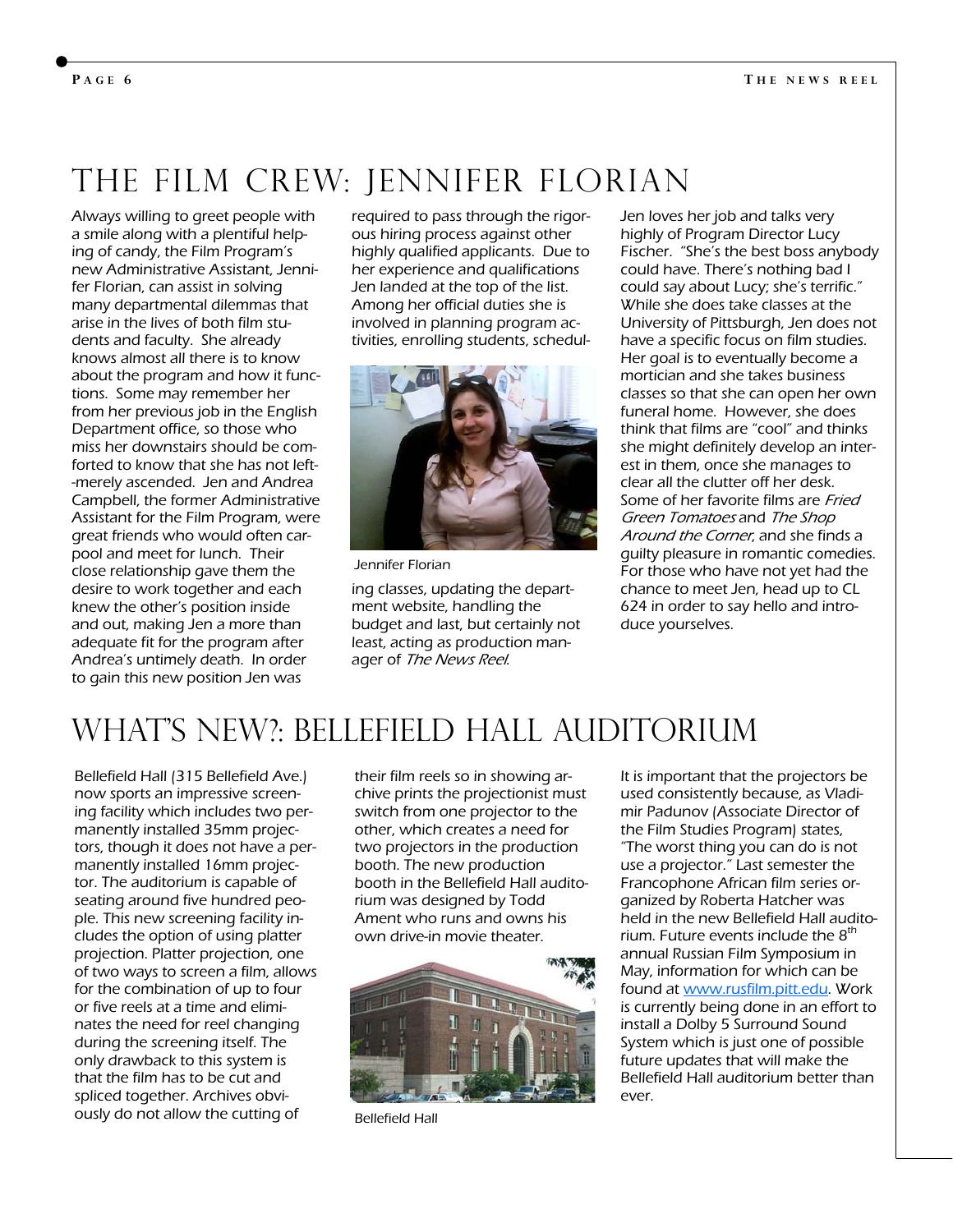# The Film Crew: Jennifer Florian

Always willing to greet people with a smile along with a plentiful helping of candy, the Film Program's new Administrative Assistant, Jennifer Florian, can assist in solving many departmental dilemmas that arise in the lives of both film students and faculty. She already knows almost all there is to know about the program and how it functions. Some may remember her from her previous job in the English Department office, so those who miss her downstairs should be comforted to know that she has not left--merely ascended. Jen and Andrea Campbell, the former Administrative Assistant for the Film Program, were great friends who would often carpool and meet for lunch. Their close relationship gave them the desire to work together and each knew the other's position inside and out, making Jen a more than adequate fit for the program after Andrea's untimely death. In order to gain this new position Jen was required to pass through the rigorous hiring process against other highly qualified applicants. Due to her experience and qualifications Jen landed at the top of the list. Among her official duties she is involved in planning program activities, enrolling students, scheduling classes, updating the department website, handling the budget and last, but certainly not least, acting as production manager of *The News Reel*.

Jennifer Florian

Jen loves her job and talks very highly of Program Director Lucy Fischer. "She's the best boss anybody could have. There's nothing bad I could say about Lucy; she's terrific." While she does take classes at the University of Pittsburgh, Jen does not have a specific focus on film studies. Her goal is to eventually become a mortician and she takes business classes so that she can open her own funeral home. However, she does think that films are "cool" and thinks she might definitely develop an interest in them, once she manages to clear all the clutter off her desk. Some of her favorite films are *Fried Green Tomatoes* and *The Shop Around the Corner*, and she finds a guilty pleasure in romantic comedies. For those who have not yet had the chance to meet Jen, head up to CL 624 in order to say hello and introduce yourselves.

# What's New?: Bellefield Hall Auditorium

Bellefield Hall (315 Bellefield Ave.) now sports an impressive screening facility which includes two permanently installed 35mm projectors, though it does not have a permanently installed 16mm projector. The auditorium is capable of seating around five hundred people. This new screening facility includes the option of using platter projection. Platter projection, one of two ways to screen a film, allows for the combination of up to four or five reels at a time and eliminates the need for reel changing during the screening itself. The only drawback to this system is that the film has to be cut and spliced together. Archives obviously do not allow the cutting of their film reels so in showing archive prints the projectionist must switch from one projector to the other, which creates a need for two projectors in the production booth. The new production booth in the Bellefield Hall auditorium was designed by Todd Ament who runs and owns his own drive-in movie theater.

Bellefield Hall

It is important that the projectors be used consistently because, as Vladimir Padunov (Associate Director of the Film Studies Program) states, "The worst thing you can do is not use a projector." Last semester the Francophone African film series organized by Roberta Hatcher was held in the new Bellefield Hall auditorium. Future events include the 8th annual Russian Film Symposium in May, information for which can be found at www.rusfilm.pitt.edu. Work is currently being done in an effort to install a Dolby 5 Surround Sound System which is just one of possible future updates that will make the Bellefield Hall auditorium better than ever.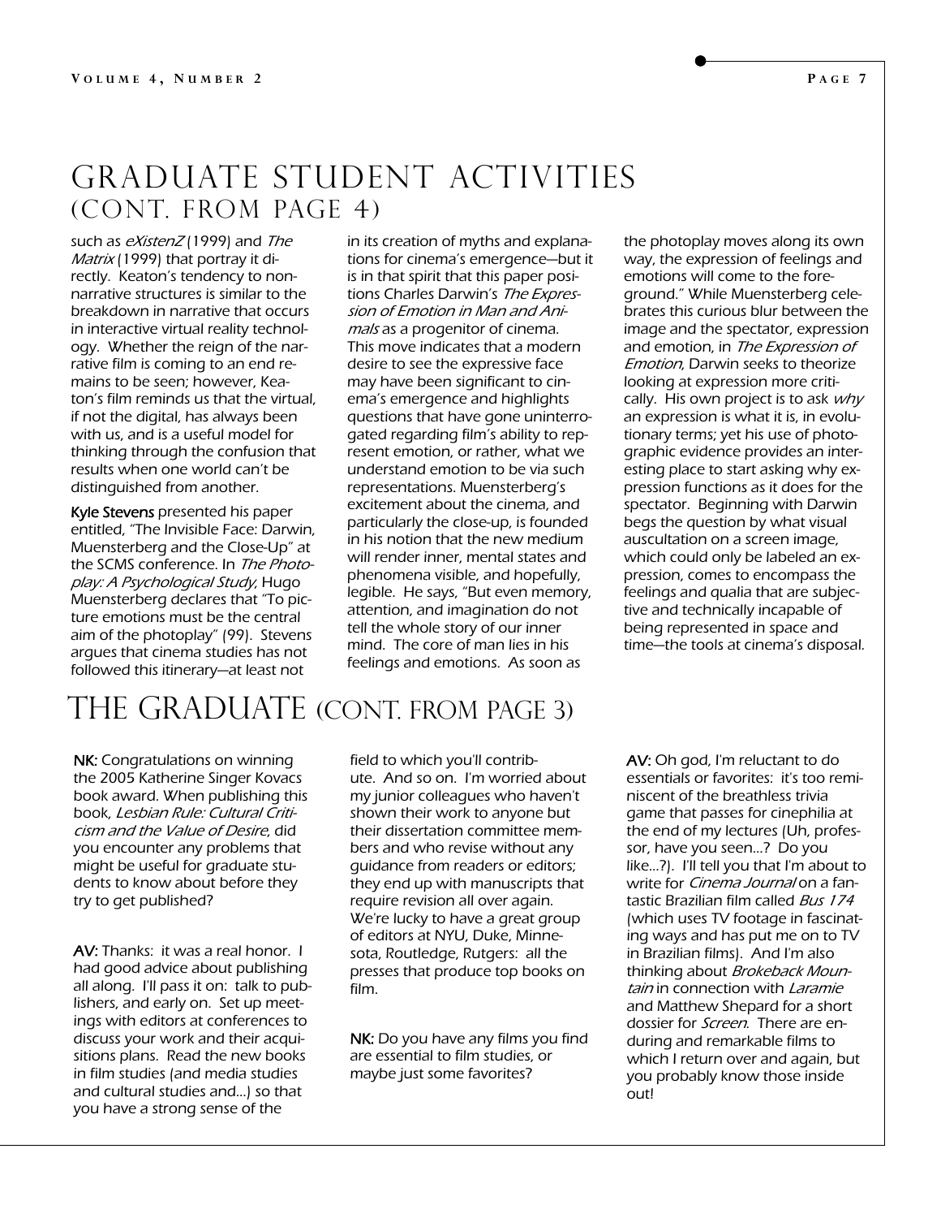# Graduate Student Activities (cont. from page 4)

such as *eXistenZ* (1999) and *The Matrix* (1999) that portray it directly. Keaton's tendency to non-narrative structures is similar to the breakdown in narrative that occurs in interactive virtual reality technology. Whether the reign of the narrative film is coming to an end remains to be seen; however, Keaton's film reminds us that the virtual, if not the digital, has always been with us, and is a useful model for thinking through the confusion that results when one world can't be distinguished from another.

**Kyle Stevens** presented his paper entitled, "The Invisible Face: Darwin, Muensterberg and the Close-Up" at the SCMS conference. In *The Photoplay: A Psychological Study,* Hugo Muensterberg declares that "To picture emotions must be the central aim of the photoplay" (99). Stevens argues that cinema studies has not followed this itinerary—at least not in its creation of myths and explanations for cinema's emergence—but it is in that spirit that this paper positions Charles Darwin's *The Expression of Emotion in Man and Animals* as a progenitor of cinema. This move indicates that a modern desire to see the expressive face may have been significant to cinema's emergence and highlights questions that have gone uninterrogated regarding film's ability to represent emotion, or rather, what we understand emotion to be via such representations. Muensterberg's excitement about the cinema, and particularly the close-up, is founded in his notion that the new medium will render inner, mental states and phenomena visible, and hopefully, legible. He says, "But even memory, attention, and imagination do not tell the whole story of our inner mind. The core of man lies in his feelings and emotions. As soon as the photoplay moves along its own way, the expression of feelings and emotions will come to the foreground." While Muensterberg celebrates this curious blur between the image and the spectator, expression and emotion, in *The Expression of Emotion*, Darwin seeks to theorize looking at expression more critically. His own project is to ask *why* an expression is what it is, in evolutionary terms; yet his use of photographic evidence provides an interesting place to start asking why expression functions as it does for the spectator. Beginning with Darwin begs the question by what visual auscultation on a screen image, which could only be labeled an expression, comes to encompass the feelings and qualia that are subjective and technically incapable of being represented in space and time—the tools at cinema's disposal.

# The Graduate (cont. from page 3)

**NK:** Congratulations on winning the 2005 Katherine Singer Kovacs book award. When publishing this book, *Lesbian Rule: Cultural Criticism and the Value of Desire*, did you encounter any problems that might be useful for graduate students to know about before they try to get published?

**AV:** Thanks: it was a real honor. I had good advice about publishing all along. I'll pass it on: talk to publishers, and early on. Set up meetings with editors at conferences to discuss your work and their acquisitions plans. Read the new books in film studies (and media studies and cultural studies and...) so that you have a strong sense of the field to which you'll contribute. And so on. I'm worried about my junior colleagues who haven't shown their work to anyone but their dissertation committee members and who revise without any guidance from readers or editors; they end up with manuscripts that require revision all over again. We're lucky to have a great group of editors at NYU, Duke, Minnesota, Routledge, Rutgers: all the presses that produce top books on film.

**NK:** Do you have any films you find are essential to film studies, or maybe just some favorites?

**AV:** Oh god, I'm reluctant to do essentials or favorites: it's too reminiscent of the breathless trivia game that passes for cinephilia at the end of my lectures (Uh, professor, have you seen...? Do you like...?). I'll tell you that I'm about to write for *Cinema Journal* on a fantastic Brazilian film called *Bus 174* (which uses TV footage in fascinating ways and has put me on to TV in Brazilian films). And I'm also thinking about *Brokeback Mountain* in connection with *Laramie* and Matthew Shepard for a short dossier for *Screen*. There are enduring and remarkable films to which I return over and again, but you probably know those inside out!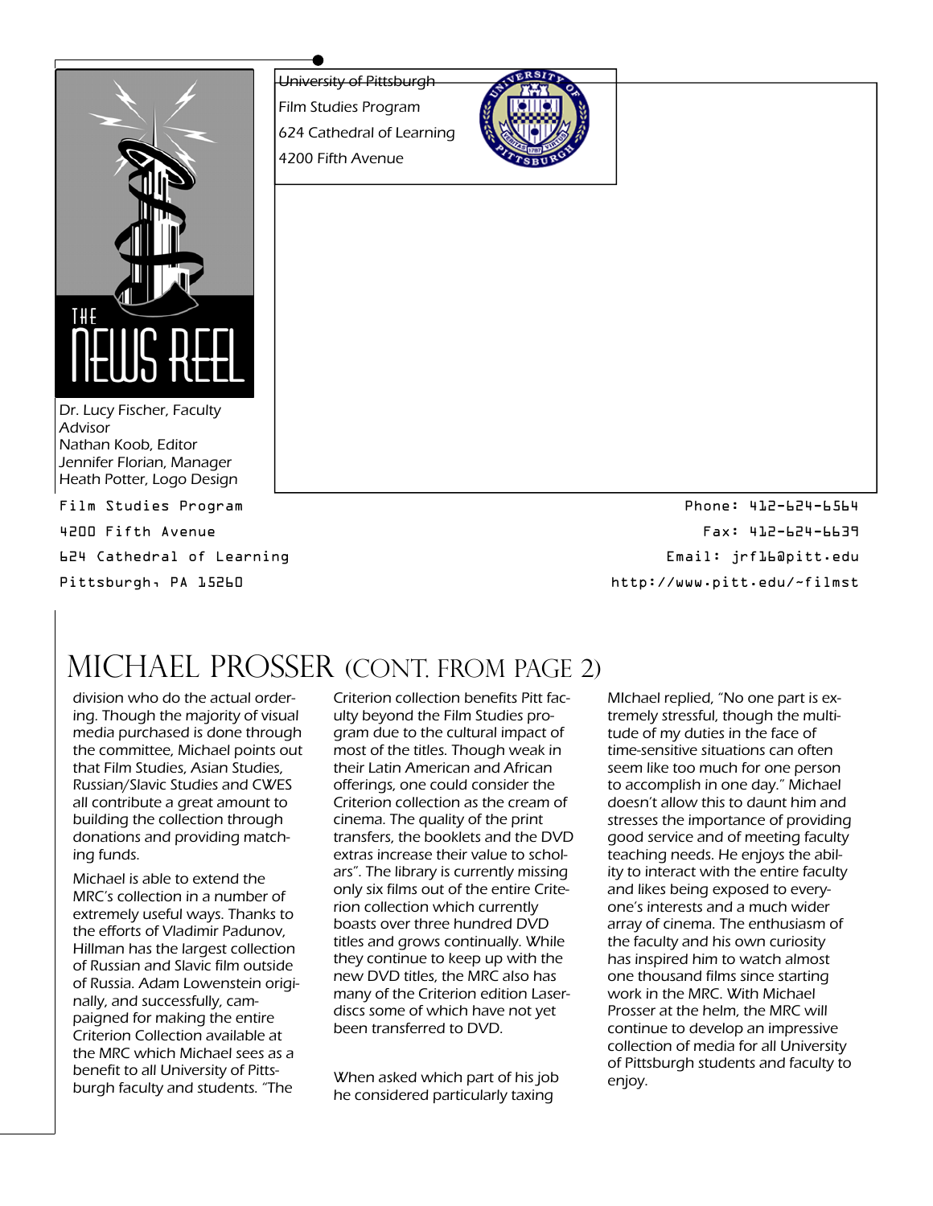University of Pittsburgh
Film Studies Program
624 Cathedral of Learning
4200 Fifth Avenue

THE NEWS REEL

Dr. Lucy Fischer, Faculty Advisor
Nathan Koob, Editor
Jennifer Florian, Manager
Heath Potter, Logo Design

Film Studies Program
4200 Fifth Avenue
624 Cathedral of Learning
Pittsburgh, PA 15260

Phone: 412-624-6564
Fax: 412-624-6639
Email: jrf16@pitt.edu
http://www.pitt.edu/~filmst

# MICHAEL PROSSER (CONT. FROM PAGE 2)

division who do the actual ordering. Though the majority of visual media purchased is done through the committee, Michael points out that Film Studies, Asian Studies, Russian/Slavic Studies and CWES all contribute a great amount to building the collection through donations and providing matching funds.

Michael is able to extend the MRC's collection in a number of extremely useful ways. Thanks to the efforts of Vladimir Padunov, Hillman has the largest collection of Russian and Slavic film outside of Russia. Adam Lowenstein originally, and successfully, campaigned for making the entire Criterion Collection available at the MRC which Michael sees as a benefit to all University of Pittsburgh faculty and students. "The Criterion collection benefits Pitt faculty beyond the Film Studies program due to the cultural impact of most of the titles. Though weak in their Latin American and African offerings, one could consider the Criterion collection as the cream of cinema. The quality of the print transfers, the booklets and the DVD extras increase their value to scholars". The library is currently missing only six films out of the entire Criterion collection which currently boasts over three hundred DVD titles and grows continually. While they continue to keep up with the new DVD titles, the MRC also has many of the Criterion edition Laserdiscs some of which have not yet been transferred to DVD.

When asked which part of his job he considered particularly taxing MIchael replied, "No one part is extremely stressful, though the multitude of my duties in the face of time-sensitive situations can often seem like too much for one person to accomplish in one day." Michael doesn't allow this to daunt him and stresses the importance of providing good service and of meeting faculty teaching needs. He enjoys the ability to interact with the entire faculty and likes being exposed to everyone's interests and a much wider array of cinema. The enthusiasm of the faculty and his own curiosity has inspired him to watch almost one thousand films since starting work in the MRC. With Michael Prosser at the helm, the MRC will continue to develop an impressive collection of media for all University of Pittsburgh students and faculty to enjoy.